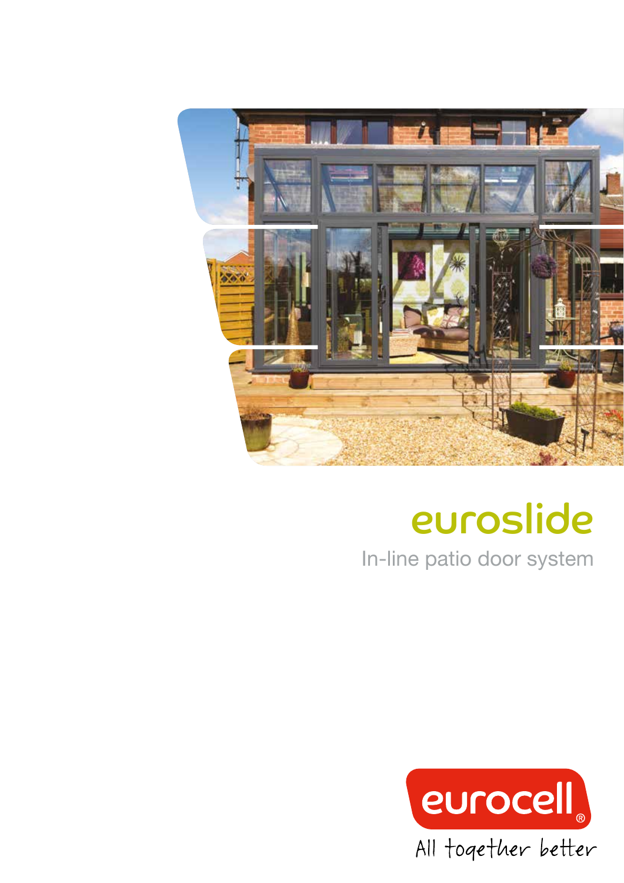# euroslide

In-line patio door system

eurocell®

All together better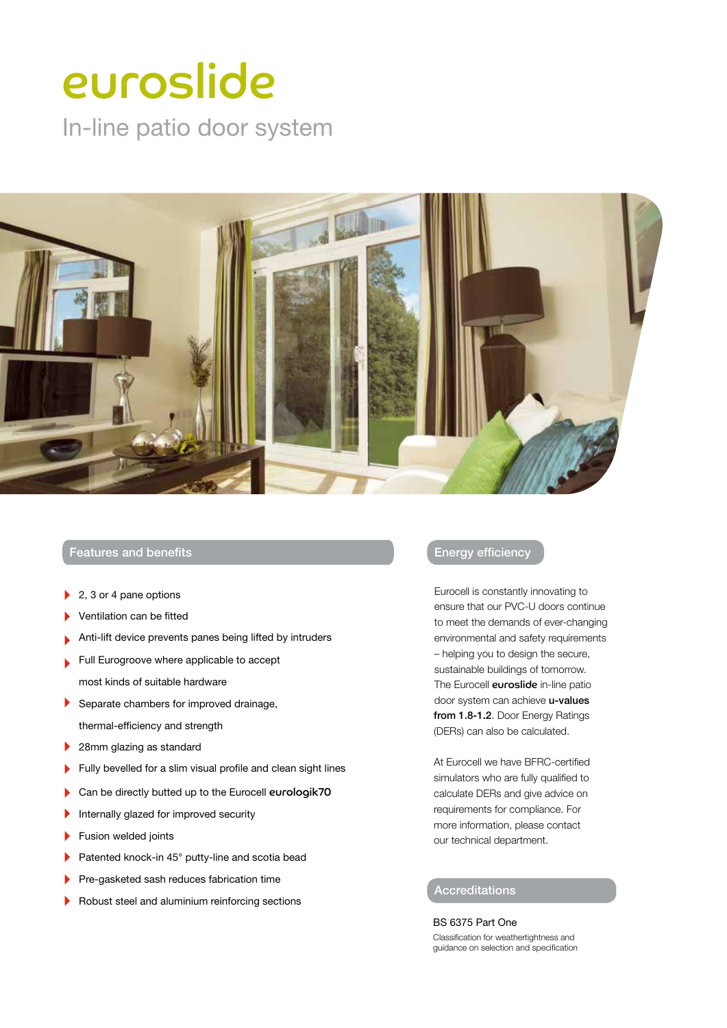# euroslide

In-line patio door system

## Features and benefits

- 2, 3 or 4 pane options
- Ventilation can be fitted
- Anti-lift device prevents panes being lifted by intruders
- Full Eurogroove where applicable to accept most kinds of suitable hardware
- Separate chambers for improved drainage, thermal-efficiency and strength
- 28mm glazing as standard
- Fully bevelled for a slim visual profile and clean sight lines
- Can be directly butted up to the Eurocell **eurologik70**
- Internally glazed for improved security
- Fusion welded joints
- Patented knock-in 45° putty-line and scotia bead
- Pre-gasketed sash reduces fabrication time
- Robust steel and aluminium reinforcing sections

## Energy efficiency

Eurocell is constantly innovating to ensure that our PVC-U doors continue to meet the demands of ever-changing environmental and safety requirements – helping you to design the secure, sustainable buildings of tomorrow. The Eurocell **euroslide** in-line patio door system can achieve **u-values from 1.8-1.2**. Door Energy Ratings (DERs) can also be calculated.

At Eurocell we have BFRC-certified simulators who are fully qualified to calculate DERs and give advice on requirements for compliance. For more information, please contact our technical department.

## Accreditations

BS 6375 Part One

Classification for weathertightness and guidance on selection and specification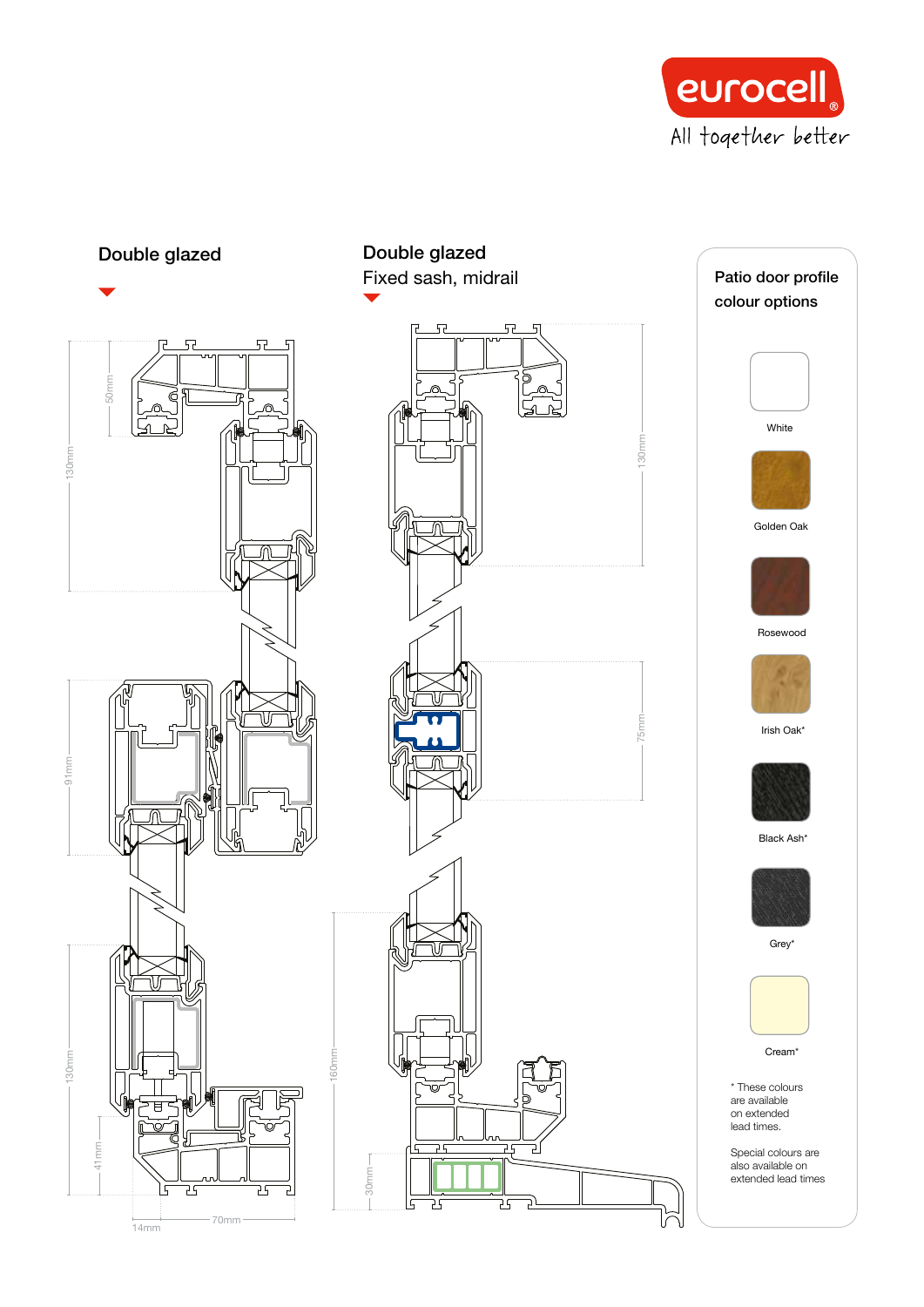eurocell

All together better

## Double glazed

130mm

50mm

91mm

130mm

41mm

14mm

70mm

## Double glazed
Fixed sash, midrail

130mm

75mm

160mm

30mm

## Patio door profile colour options

White

Golden Oak

Rosewood

Irish Oak*

Black Ash*

Grey*

Cream*

* These colours are available on extended lead times.

Special colours are also available on extended lead times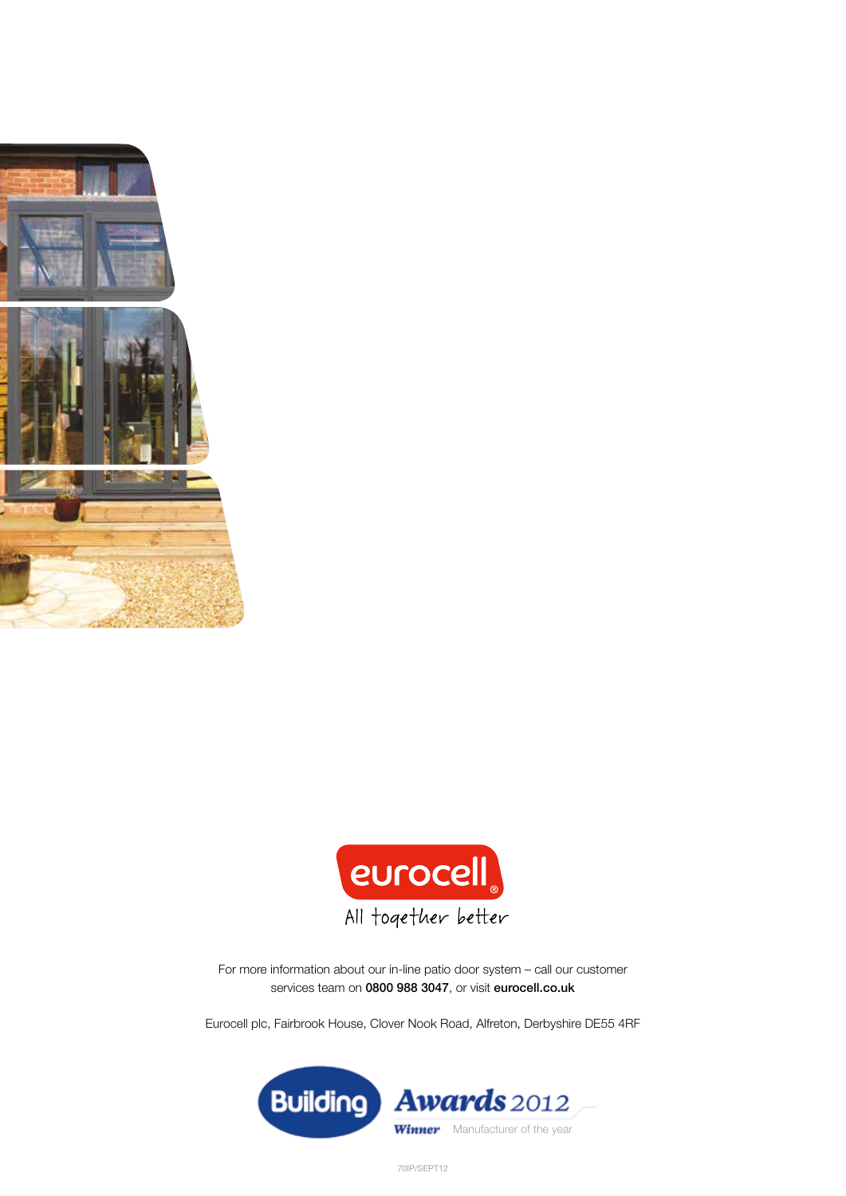eurocell

All together better

For more information about our in-line patio door system – call our customer services team on **0800 988 3047**, or visit **eurocell.co.uk**

Eurocell plc, Fairbrook House, Clover Nook Road, Alfreton, Derbyshire DE55 4RF

Building Awards 2012

Winner Manufacturer of the year

70IP/SEPT12